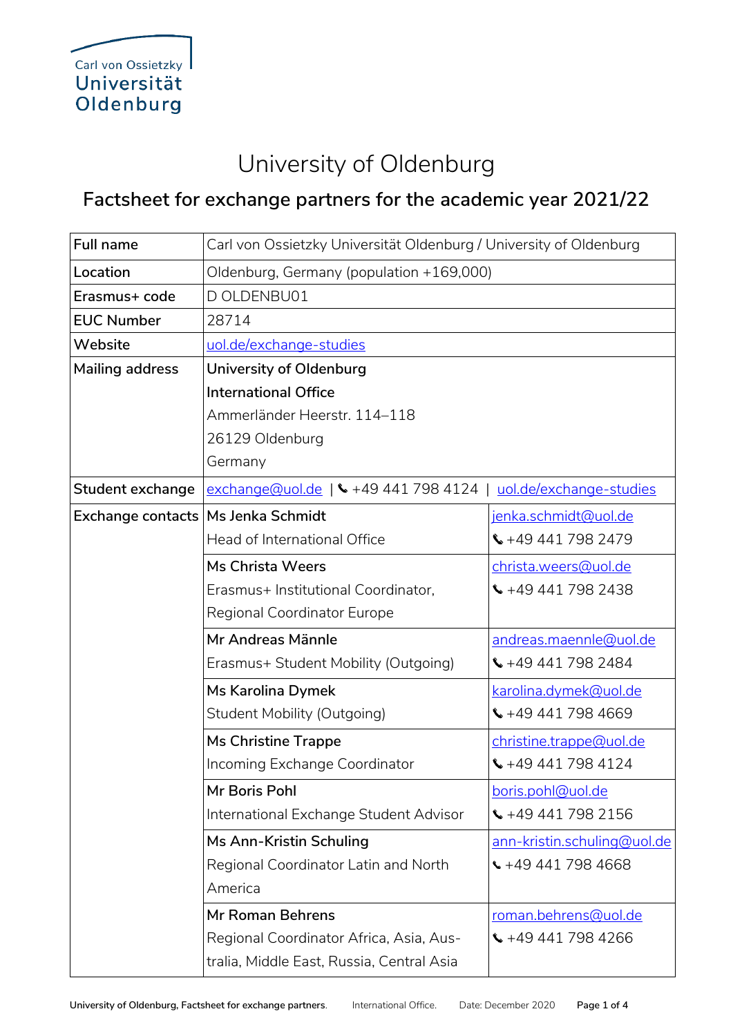Carl von Ossietzky Universität Oldenburg

# University of Oldenburg

## Factsheet for exchange partners for the academic year 2021/22

| | | |
|---|---|---|
| **Full name** | Carl von Ossietzky Universität Oldenburg / University of Oldenburg | |
| **Location** | Oldenburg, Germany (population +169,000) | |
| **Erasmus+ code** | D OLDENBU01 | |
| **EUC Number** | 28714 | |
| **Website** | uol.de/exchange-studies | |
| **Mailing address** | **University of Oldenburg**<br>**International Office**<br>Ammerländer Heerstr. 114–118<br>26129 Oldenburg<br>Germany | |
| **Student exchange** | exchange@uol.de \| ✆ +49 441 798 4124 \| uol.de/exchange-studies | |
| **Exchange contacts** | **Ms Jenka Schmidt**<br>Head of International Office | jenka.schmidt@uol.de<br>✆ +49 441 798 2479 |
| | **Ms Christa Weers**<br>Erasmus+ Institutional Coordinator, Regional Coordinator Europe | christa.weers@uol.de<br>✆ +49 441 798 2438 |
| | **Mr Andreas Männle**<br>Erasmus+ Student Mobility (Outgoing) | andreas.maennle@uol.de<br>✆ +49 441 798 2484 |
| | **Ms Karolina Dymek**<br>Student Mobility (Outgoing) | karolina.dymek@uol.de<br>✆ +49 441 798 4669 |
| | **Ms Christine Trappe**<br>Incoming Exchange Coordinator | christine.trappe@uol.de<br>✆ +49 441 798 4124 |
| | **Mr Boris Pohl**<br>International Exchange Student Advisor | boris.pohl@uol.de<br>✆ +49 441 798 2156 |
| | **Ms Ann-Kristin Schuling**<br>Regional Coordinator Latin and North America | ann-kristin.schuling@uol.de<br>✆ +49 441 798 4668 |
| | **Mr Roman Behrens**<br>Regional Coordinator Africa, Asia, Australia, Middle East, Russia, Central Asia | roman.behrens@uol.de<br>✆ +49 441 798 4266 |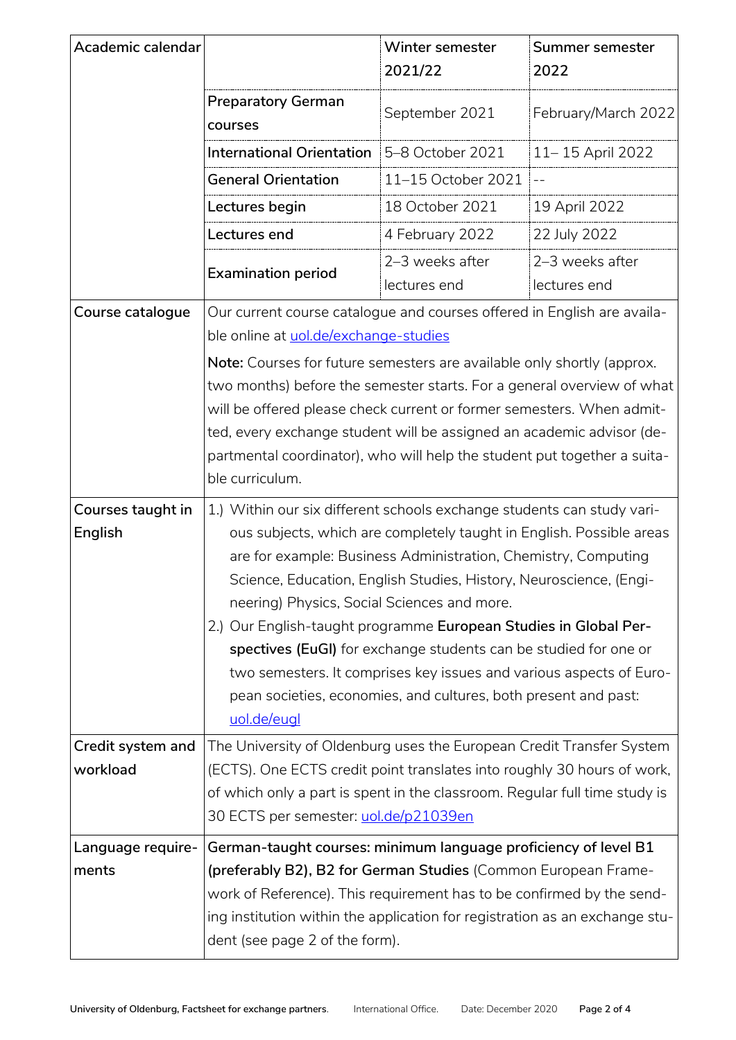| Academic calendar | | Winter semester 2021/22 | Summer semester 2022 |
|---|---|---|---|
| | **Preparatory German courses** | September 2021 | February/March 2022 |
| | **International Orientation** | 5–8 October 2021 | 11– 15 April 2022 |
| | **General Orientation** | 11–15 October 2021 | -- |
| | **Lectures begin** | 18 October 2021 | 19 April 2022 |
| | **Lectures end** | 4 February 2022 | 22 July 2022 |
| | **Examination period** | 2–3 weeks after lectures end | 2–3 weeks after lectures end |

| | |
|---|---|
| **Course catalogue** | Our current course catalogue and courses offered in English are available online at uol.de/exchange-studies<br><br>**Note:** Courses for future semesters are available only shortly (approx. two months) before the semester starts. For a general overview of what will be offered please check current or former semesters. When admitted, every exchange student will be assigned an academic advisor (departmental coordinator), who will help the student put together a suitable curriculum. |
| **Courses taught in English** | 1.) Within our six different schools exchange students can study various subjects, which are completely taught in English. Possible areas are for example: Business Administration, Chemistry, Computing Science, Education, English Studies, History, Neuroscience, (Engineering) Physics, Social Sciences and more.<br>2.) Our English-taught programme **European Studies in Global Perspectives (EuGl)** for exchange students can be studied for one or two semesters. It comprises key issues and various aspects of European societies, economies, and cultures, both present and past: uol.de/eugl |
| **Credit system and workload** | The University of Oldenburg uses the European Credit Transfer System (ECTS). One ECTS credit point translates into roughly 30 hours of work, of which only a part is spent in the classroom. Regular full time study is 30 ECTS per semester: uol.de/p21039en |
| **Language requirements** | **German-taught courses: minimum language proficiency of level B1 (preferably B2), B2 for German Studies** (Common European Framework of Reference). This requirement has to be confirmed by the sending institution within the application for registration as an exchange student (see page 2 of the form). |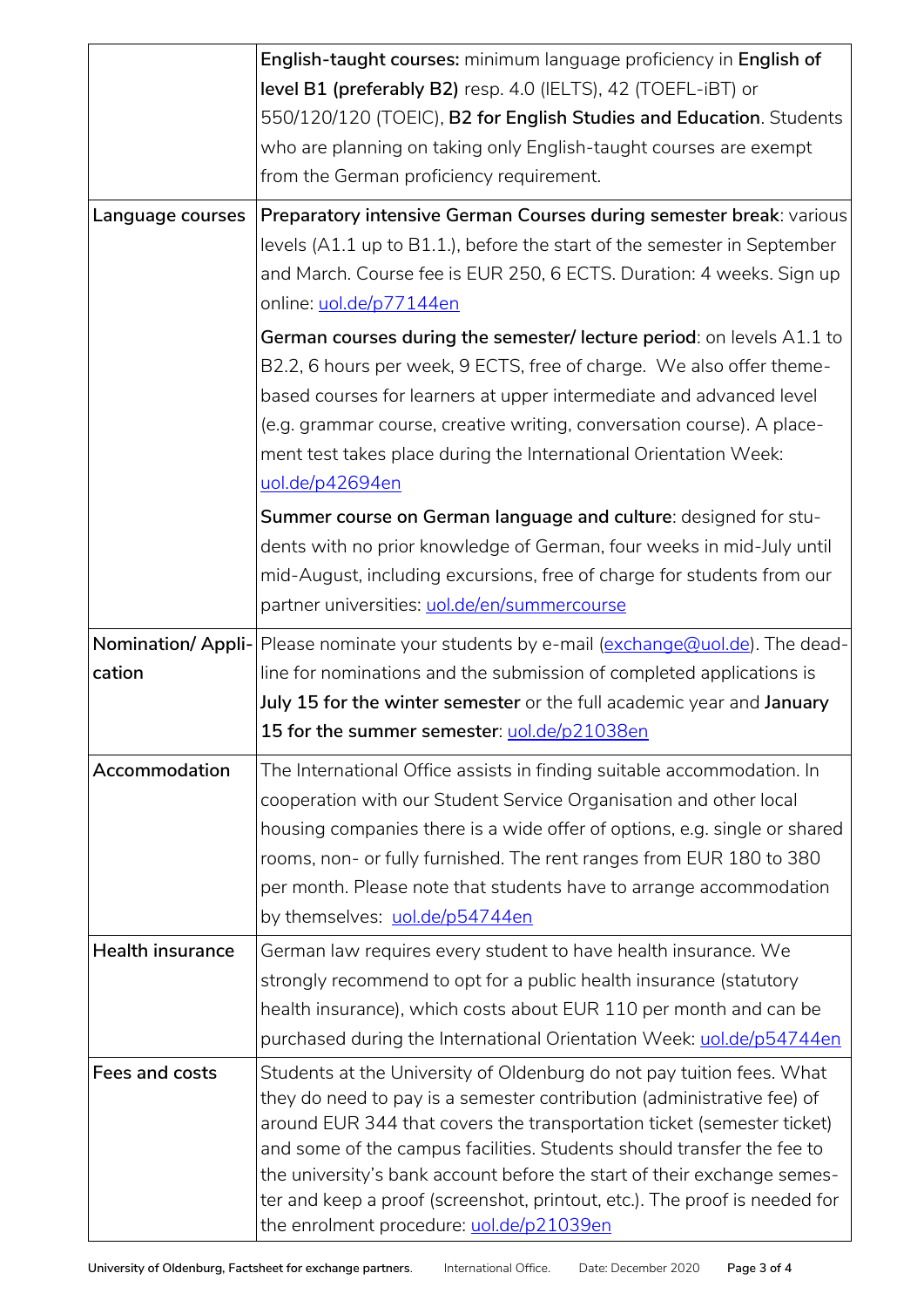| | |
|---|---|
| | **English-taught courses:** minimum language proficiency in **English of level B1 (preferably B2)** resp. 4.0 (IELTS), 42 (TOEFL-iBT) or 550/120/120 (TOEIC), **B2 for English Studies and Education**. Students who are planning on taking only English-taught courses are exempt from the German proficiency requirement. |
| **Language courses** | **Preparatory intensive German Courses during semester break**: various levels (A1.1 up to B1.1.), before the start of the semester in September and March. Course fee is EUR 250, 6 ECTS. Duration: 4 weeks. Sign up online: [uol.de/p77144en](uol.de/p77144en)<br><br>**German courses during the semester/ lecture period**: on levels A1.1 to B2.2, 6 hours per week, 9 ECTS, free of charge. We also offer theme-based courses for learners at upper intermediate and advanced level (e.g. grammar course, creative writing, conversation course). A placement test takes place during the International Orientation Week: [uol.de/p42694en](uol.de/p42694en)<br><br>**Summer course on German language and culture**: designed for students with no prior knowledge of German, four weeks in mid-July until mid-August, including excursions, free of charge for students from our partner universities: [uol.de/en/summercourse](uol.de/en/summercourse) |
| **Nomination/ Application** | Please nominate your students by e-mail ([exchange@uol.de](mailto:exchange@uol.de)). The deadline for nominations and the submission of completed applications is **July 15 for the winter semester** or the full academic year and **January 15 for the summer semester**: [uol.de/p21038en](uol.de/p21038en) |
| **Accommodation** | The International Office assists in finding suitable accommodation. In cooperation with our Student Service Organisation and other local housing companies there is a wide offer of options, e.g. single or shared rooms, non- or fully furnished. The rent ranges from EUR 180 to 380 per month. Please note that students have to arrange accommodation by themselves: [uol.de/p54744en](uol.de/p54744en) |
| **Health insurance** | German law requires every student to have health insurance. We strongly recommend to opt for a public health insurance (statutory health insurance), which costs about EUR 110 per month and can be purchased during the International Orientation Week: [uol.de/p54744en](uol.de/p54744en) |
| **Fees and costs** | Students at the University of Oldenburg do not pay tuition fees. What they do need to pay is a semester contribution (administrative fee) of around EUR 344 that covers the transportation ticket (semester ticket) and some of the campus facilities. Students should transfer the fee to the university's bank account before the start of their exchange semester and keep a proof (screenshot, printout, etc.). The proof is needed for the enrolment procedure: [uol.de/p21039en](uol.de/p21039en) |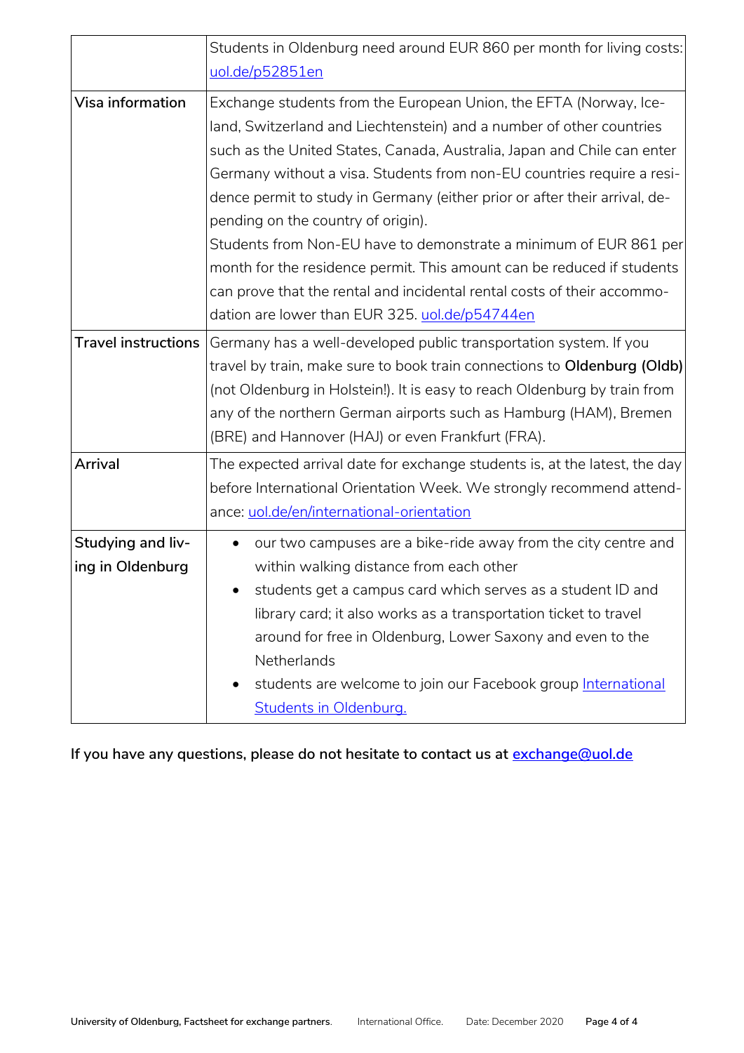| | |
|---|---|
| | Students in Oldenburg need around EUR 860 per month for living costs: uol.de/p52851en |
| **Visa information** | Exchange students from the European Union, the EFTA (Norway, Iceland, Switzerland and Liechtenstein) and a number of other countries such as the United States, Canada, Australia, Japan and Chile can enter Germany without a visa. Students from non-EU countries require a residence permit to study in Germany (either prior or after their arrival, depending on the country of origin).<br>Students from Non-EU have to demonstrate a minimum of EUR 861 per month for the residence permit. This amount can be reduced if students can prove that the rental and incidental rental costs of their accommodation are lower than EUR 325. uol.de/p54744en |
| **Travel instructions** | Germany has a well-developed public transportation system. If you travel by train, make sure to book train connections to **Oldenburg (Oldb)** (not Oldenburg in Holstein!). It is easy to reach Oldenburg by train from any of the northern German airports such as Hamburg (HAM), Bremen (BRE) and Hannover (HAJ) or even Frankfurt (FRA). |
| **Arrival** | The expected arrival date for exchange students is, at the latest, the day before International Orientation Week. We strongly recommend attendance: uol.de/en/international-orientation |
| **Studying and living in Oldenburg** | • our two campuses are a bike-ride away from the city centre and within walking distance from each other<br>• students get a campus card which serves as a student ID and library card; it also works as a transportation ticket to travel around for free in Oldenburg, Lower Saxony and even to the Netherlands<br>• students are welcome to join our Facebook group International Students in Oldenburg. |

**If you have any questions, please do not hesitate to contact us at exchange@uol.de**